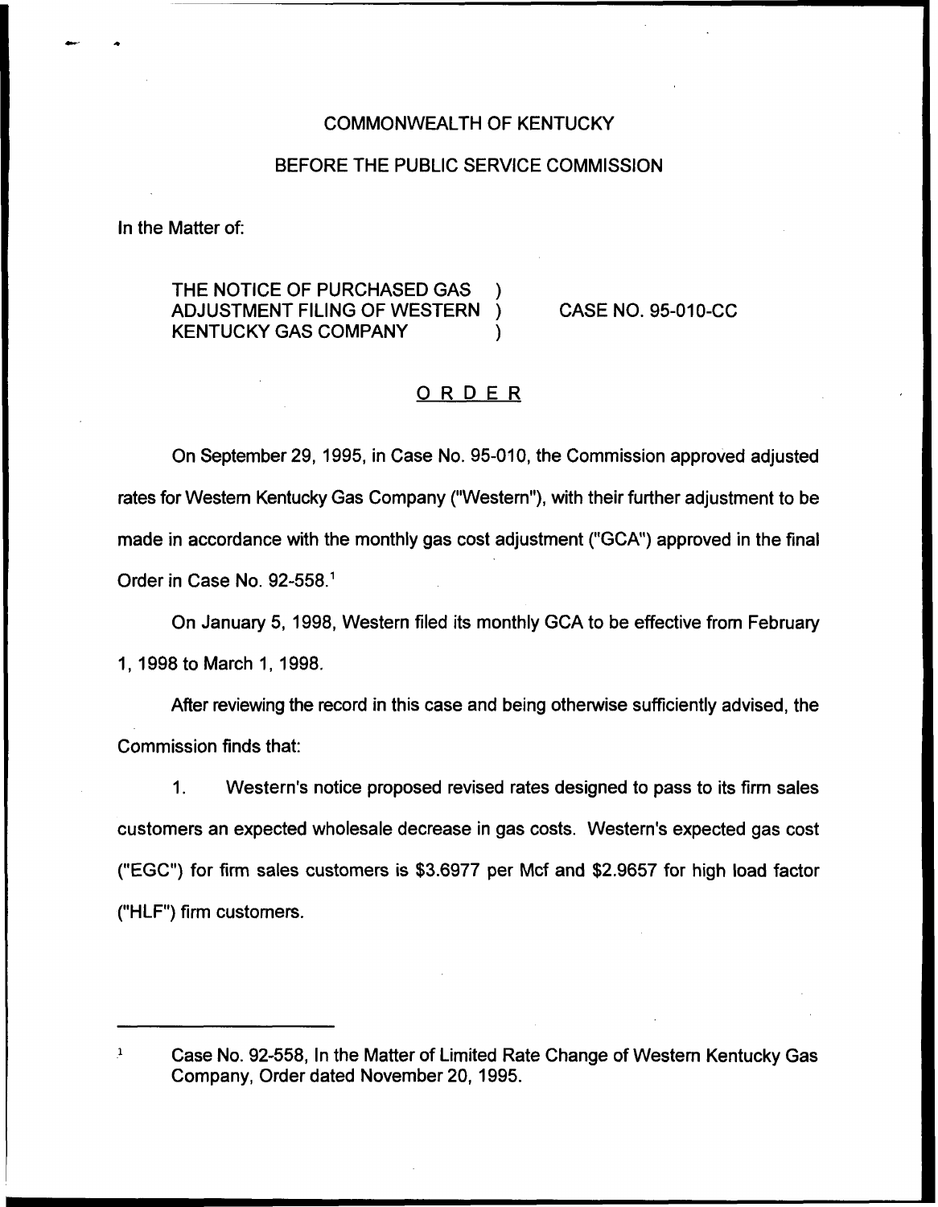COMMONWEALTH OF KENTUCKY

BEFORE THE PUBLIC SERVICE COMMISSION

In the Matter of:

THE NOTICE OF PURCHASED GAS ADJUSTMENT FILING OF WESTERN KENTUCKY GAS COMPANY ) CASE NO. 95-010-CC

## ORDER

On September 29, 1995, in Case No. 95-010, the Commission approved adjusted rates for Western Kentucky Gas Company ("Western"), with their further adjustment to be made in accordance with the monthly gas cost adjustment ("GCA") approved in the final Order in Case No. 92-558.[1]

On January 5, 1998, Western filed its monthly GCA to be effective from February 1, 1998 to March 1, 1998.

After reviewing the record in this case and being otherwise sufficiently advised, the Commission finds that:

1. Western's notice proposed revised rates designed to pass to its firm sales customers an expected wholesale decrease in gas costs. Western's expected gas cost ("EGC") for firm sales customers is $3.6977 per Mcf and $2.9657 for high load factor ("HLF") firm customers.

---

[1] Case No. 92-558, In the Matter of Limited Rate Change of Western Kentucky Gas Company, Order dated November 20, 1995.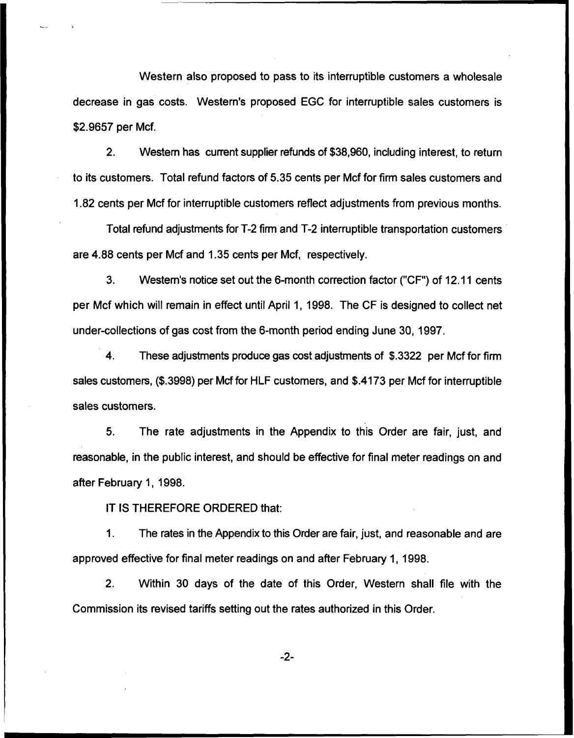Western also proposed to pass to its interruptible customers a wholesale decrease in gas costs. Western's proposed EGC for interruptible sales customers is $2.9657 per Mcf.

2. Western has current supplier refunds of $38,960, including interest, to return to its customers. Total refund factors of 5.35 cents per Mcf for firm sales customers and 1.82 cents per Mcf for interruptible customers reflect adjustments from previous months.

Total refund adjustments for T-2 firm and T-2 interruptible transportation customers are 4.88 cents per Mcf and 1.35 cents per Mcf, respectively.

3. Western's notice set out the 6-month correction factor ("CF") of 12.11 cents per Mcf which will remain in effect until April 1, 1998. The CF is designed to collect net under-collections of gas cost from the 6-month period ending June 30, 1997.

4. These adjustments produce gas cost adjustments of $.3322 per Mcf for firm sales customers, ($.3998) per Mcf for HLF customers, and $.4173 per Mcf for interruptible sales customers.

5. The rate adjustments in the Appendix to this Order are fair, just, and reasonable, in the public interest, and should be effective for final meter readings on and after February 1, 1998.

IT IS THEREFORE ORDERED that:

1. The rates in the Appendix to this Order are fair, just, and reasonable and are approved effective for final meter readings on and after February 1, 1998.

2. Within 30 days of the date of this Order, Western shall file with the Commission its revised tariffs setting out the rates authorized in this Order.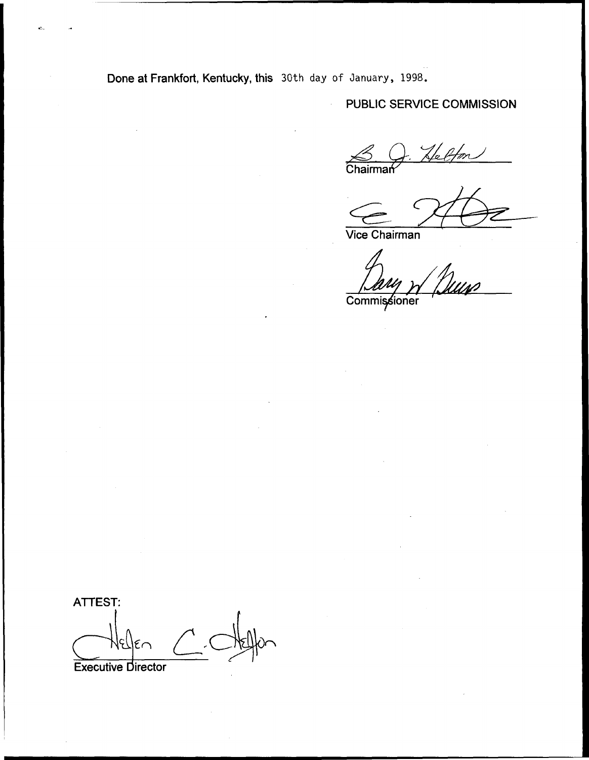Done at Frankfort, Kentucky, this 30th day of January, 1998.

PUBLIC SERVICE COMMISSION

B. J. Helton
Chairman

Vice Chairman

Gary W. Gillis
Commissioner

ATTEST:

Helen C. Helton
Executive Director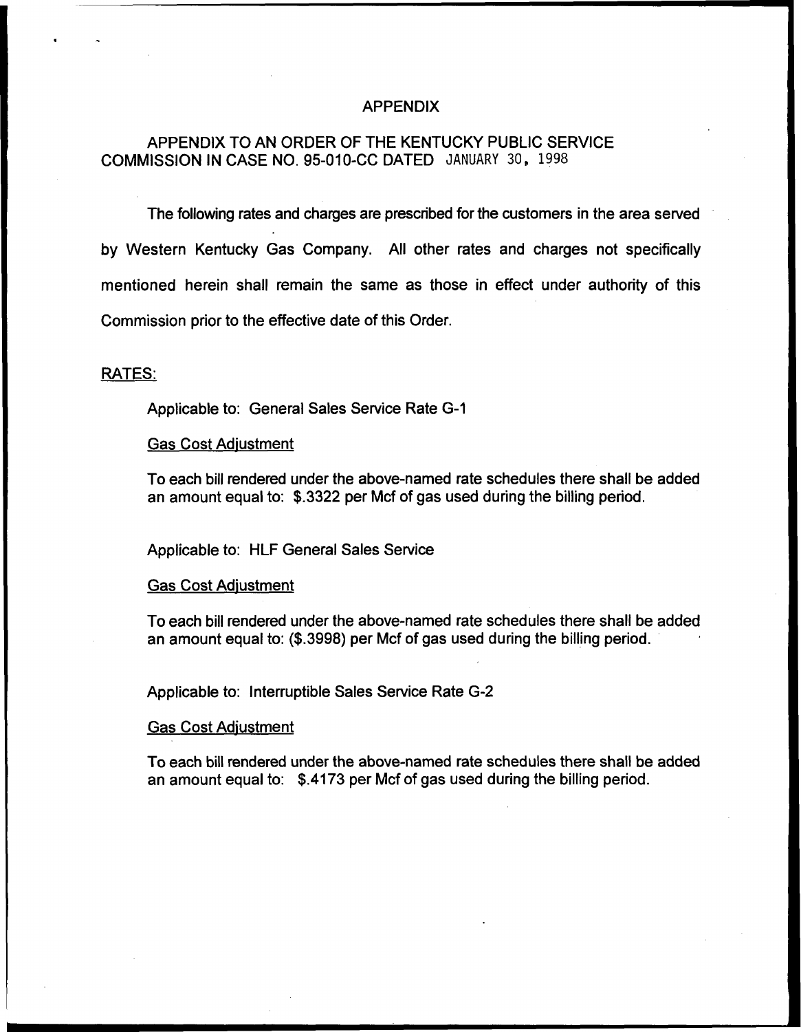# APPENDIX

APPENDIX TO AN ORDER OF THE KENTUCKY PUBLIC SERVICE COMMISSION IN CASE NO. 95-010-CC DATED JANUARY 30, 1998

The following rates and charges are prescribed for the customers in the area served by Western Kentucky Gas Company. All other rates and charges not specifically mentioned herein shall remain the same as those in effect under authority of this Commission prior to the effective date of this Order.

RATES:

Applicable to: General Sales Service Rate G-1

Gas Cost Adjustment

To each bill rendered under the above-named rate schedules there shall be added an amount equal to: $.3322 per Mcf of gas used during the billing period.

Applicable to: HLF General Sales Service

Gas Cost Adjustment

To each bill rendered under the above-named rate schedules there shall be added an amount equal to: ($.3998) per Mcf of gas used during the billing period.

Applicable to: Interruptible Sales Service Rate G-2

Gas Cost Adjustment

To each bill rendered under the above-named rate schedules there shall be added an amount equal to: $.4173 per Mcf of gas used during the billing period.